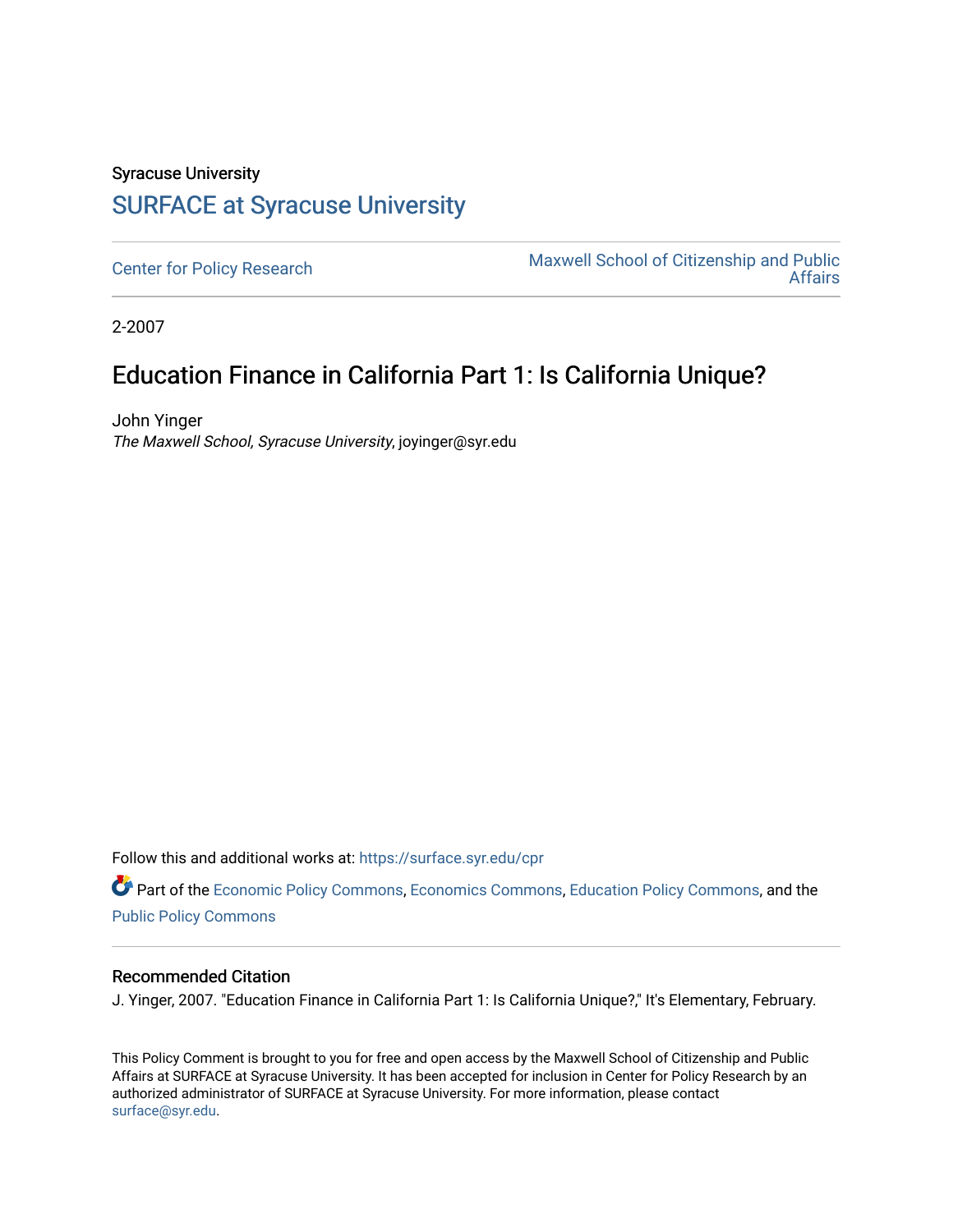Syracuse University

# SURFACE at Syracuse University

Center for Policy Research

Maxwell School of Citizenship and Public Affairs

2-2007

## Education Finance in California Part 1: Is California Unique?

John Yinger

*The Maxwell School, Syracuse University*, joyinger@syr.edu

Follow this and additional works at: https://surface.syr.edu/cpr

Part of the Economic Policy Commons, Economics Commons, Education Policy Commons, and the Public Policy Commons

### Recommended Citation

J. Yinger, 2007. "Education Finance in California Part 1: Is California Unique?," It's Elementary, February.

This Policy Comment is brought to you for free and open access by the Maxwell School of Citizenship and Public Affairs at SURFACE at Syracuse University. It has been accepted for inclusion in Center for Policy Research by an authorized administrator of SURFACE at Syracuse University. For more information, please contact surface@syr.edu.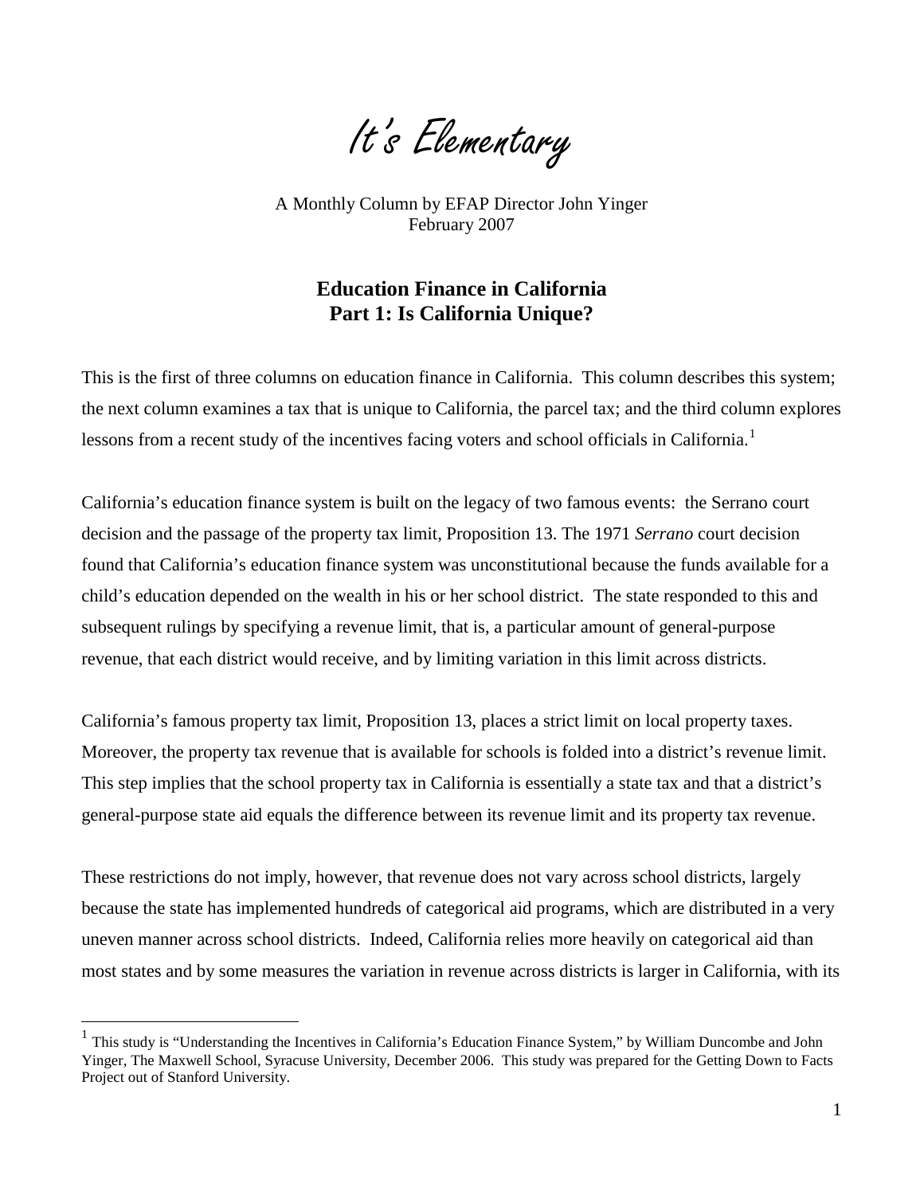# It's Elementary

A Monthly Column by EFAP Director John Yinger
February 2007

## Education Finance in California
## Part 1: Is California Unique?

This is the first of three columns on education finance in California. This column describes this system; the next column examines a tax that is unique to California, the parcel tax; and the third column explores lessons from a recent study of the incentives facing voters and school officials in California.[1]

California's education finance system is built on the legacy of two famous events: the Serrano court decision and the passage of the property tax limit, Proposition 13. The 1971 *Serrano* court decision found that California's education finance system was unconstitutional because the funds available for a child's education depended on the wealth in his or her school district. The state responded to this and subsequent rulings by specifying a revenue limit, that is, a particular amount of general-purpose revenue, that each district would receive, and by limiting variation in this limit across districts.

California's famous property tax limit, Proposition 13, places a strict limit on local property taxes. Moreover, the property tax revenue that is available for schools is folded into a district's revenue limit. This step implies that the school property tax in California is essentially a state tax and that a district's general-purpose state aid equals the difference between its revenue limit and its property tax revenue.

These restrictions do not imply, however, that revenue does not vary across school districts, largely because the state has implemented hundreds of categorical aid programs, which are distributed in a very uneven manner across school districts. Indeed, California relies more heavily on categorical aid than most states and by some measures the variation in revenue across districts is larger in California, with its

[1] This study is "Understanding the Incentives in California's Education Finance System," by William Duncombe and John Yinger, The Maxwell School, Syracuse University, December 2006. This study was prepared for the Getting Down to Facts Project out of Stanford University.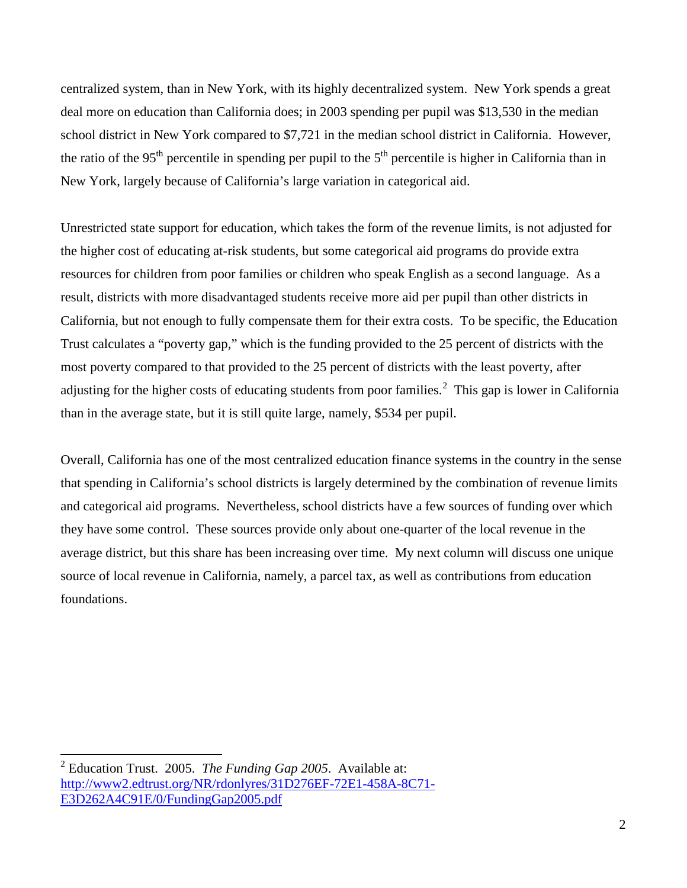centralized system, than in New York, with its highly decentralized system. New York spends a great deal more on education than California does; in 2003 spending per pupil was $13,530 in the median school district in New York compared to $7,721 in the median school district in California. However, the ratio of the 95th percentile in spending per pupil to the 5th percentile is higher in California than in New York, largely because of California's large variation in categorical aid.

Unrestricted state support for education, which takes the form of the revenue limits, is not adjusted for the higher cost of educating at-risk students, but some categorical aid programs do provide extra resources for children from poor families or children who speak English as a second language. As a result, districts with more disadvantaged students receive more aid per pupil than other districts in California, but not enough to fully compensate them for their extra costs. To be specific, the Education Trust calculates a "poverty gap," which is the funding provided to the 25 percent of districts with the most poverty compared to that provided to the 25 percent of districts with the least poverty, after adjusting for the higher costs of educating students from poor families.[2] This gap is lower in California than in the average state, but it is still quite large, namely, $534 per pupil.

Overall, California has one of the most centralized education finance systems in the country in the sense that spending in California's school districts is largely determined by the combination of revenue limits and categorical aid programs. Nevertheless, school districts have a few sources of funding over which they have some control. These sources provide only about one-quarter of the local revenue in the average district, but this share has been increasing over time. My next column will discuss one unique source of local revenue in California, namely, a parcel tax, as well as contributions from education foundations.

---

[2] Education Trust. 2005. *The Funding Gap 2005*. Available at: [http://www2.edtrust.org/NR/rdonlyres/31D276EF-72E1-458A-8C71-E3D262A4C91E/0/FundingGap2005.pdf](http://www2.edtrust.org/NR/rdonlyres/31D276EF-72E1-458A-8C71-E3D262A4C91E/0/FundingGap2005.pdf)